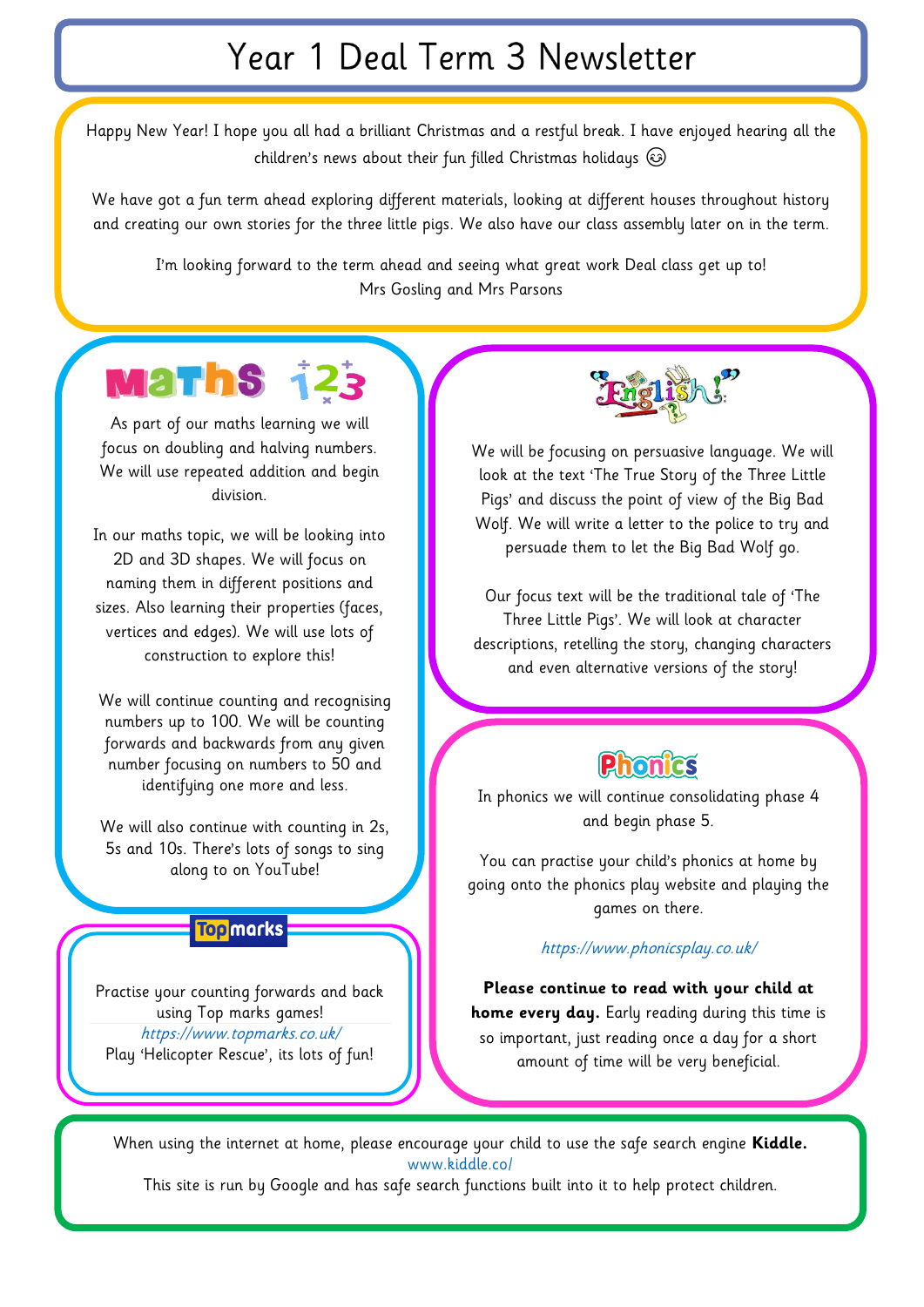# Year 1 Deal Term 3 Newsletter

Happy New Year! I hope you all had a brilliant Christmas and a restful break. I have enjoyed hearing all the children's news about their fun filled Christmas holidays 😉

We have got a fun term ahead exploring different materials, looking at different houses throughout history and creating our own stories for the three little pigs. We also have our class assembly later on in the term.

I'm looking forward to the term ahead and seeing what great work Deal class get up to!
Mrs Gosling and Mrs Parsons

## Maths 123

As part of our maths learning we will focus on doubling and halving numbers. We will use repeated addition and begin division.

In our maths topic, we will be looking into 2D and 3D shapes. We will focus on naming them in different positions and sizes. Also learning their properties (faces, vertices and edges). We will use lots of construction to explore this!

We will continue counting and recognising numbers up to 100. We will be counting forwards and backwards from any given number focusing on numbers to 50 and identifying one more and less.

We will also continue with counting in 2s, 5s and 10s. There's lots of songs to sing along to on YouTube!

## Topmarks

Practise your counting forwards and back using Top marks games!
*https://www.topmarks.co.uk/*
Play 'Helicopter Rescue', its lots of fun!

## English

We will be focusing on persuasive language. We will look at the text 'The True Story of the Three Little Pigs' and discuss the point of view of the Big Bad Wolf. We will write a letter to the police to try and persuade them to let the Big Bad Wolf go.

Our focus text will be the traditional tale of 'The Three Little Pigs'. We will look at character descriptions, retelling the story, changing characters and even alternative versions of the story!

## Phonics

In phonics we will continue consolidating phase 4 and begin phase 5.

You can practise your child's phonics at home by going onto the phonics play website and playing the games on there.

*https://www.phonicsplay.co.uk/*

**Please continue to read with your child at home every day.** Early reading during this time is so important, just reading once a day for a short amount of time will be very beneficial.

When using the internet at home, please encourage your child to use the safe search engine **Kiddle.**
www.kiddle.co/
This site is run by Google and has safe search functions built into it to help protect children.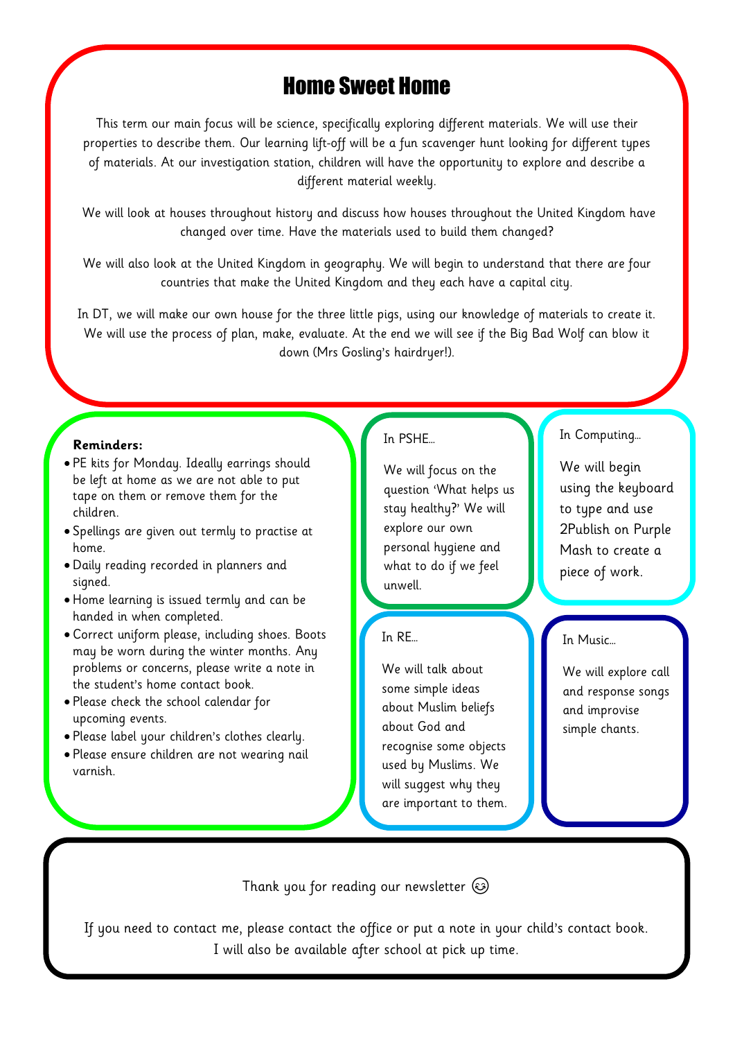# Home Sweet Home

This term our main focus will be science, specifically exploring different materials. We will use their properties to describe them. Our learning lift-off will be a fun scavenger hunt looking for different types of materials. At our investigation station, children will have the opportunity to explore and describe a different material weekly.

We will look at houses throughout history and discuss how houses throughout the United Kingdom have changed over time. Have the materials used to build them changed?

We will also look at the United Kingdom in geography. We will begin to understand that there are four countries that make the United Kingdom and they each have a capital city.

In DT, we will make our own house for the three little pigs, using our knowledge of materials to create it. We will use the process of plan, make, evaluate. At the end we will see if the Big Bad Wolf can blow it down (Mrs Gosling's hairdryer!).

**Reminders:**

- PE kits for Monday. Ideally earrings should be left at home as we are not able to put tape on them or remove them for the children.
- Spellings are given out termly to practise at home.
- Daily reading recorded in planners and signed.
- Home learning is issued termly and can be handed in when completed.
- Correct uniform please, including shoes. Boots may be worn during the winter months. Any problems or concerns, please write a note in the student's home contact book.
- Please check the school calendar for upcoming events.
- Please label your children's clothes clearly.
- Please ensure children are not wearing nail varnish.

In PSHE...

We will focus on the question 'What helps us stay healthy?' We will explore our own personal hygiene and what to do if we feel unwell.

In Computing...

We will begin using the keyboard to type and use 2Publish on Purple Mash to create a piece of work.

In RE...

We will talk about some simple ideas about Muslim beliefs about God and recognise some objects used by Muslims. We will suggest why they are important to them.

In Music...

We will explore call and response songs and improvise simple chants.

Thank you for reading our newsletter 😉

If you need to contact me, please contact the office or put a note in your child's contact book. I will also be available after school at pick up time.